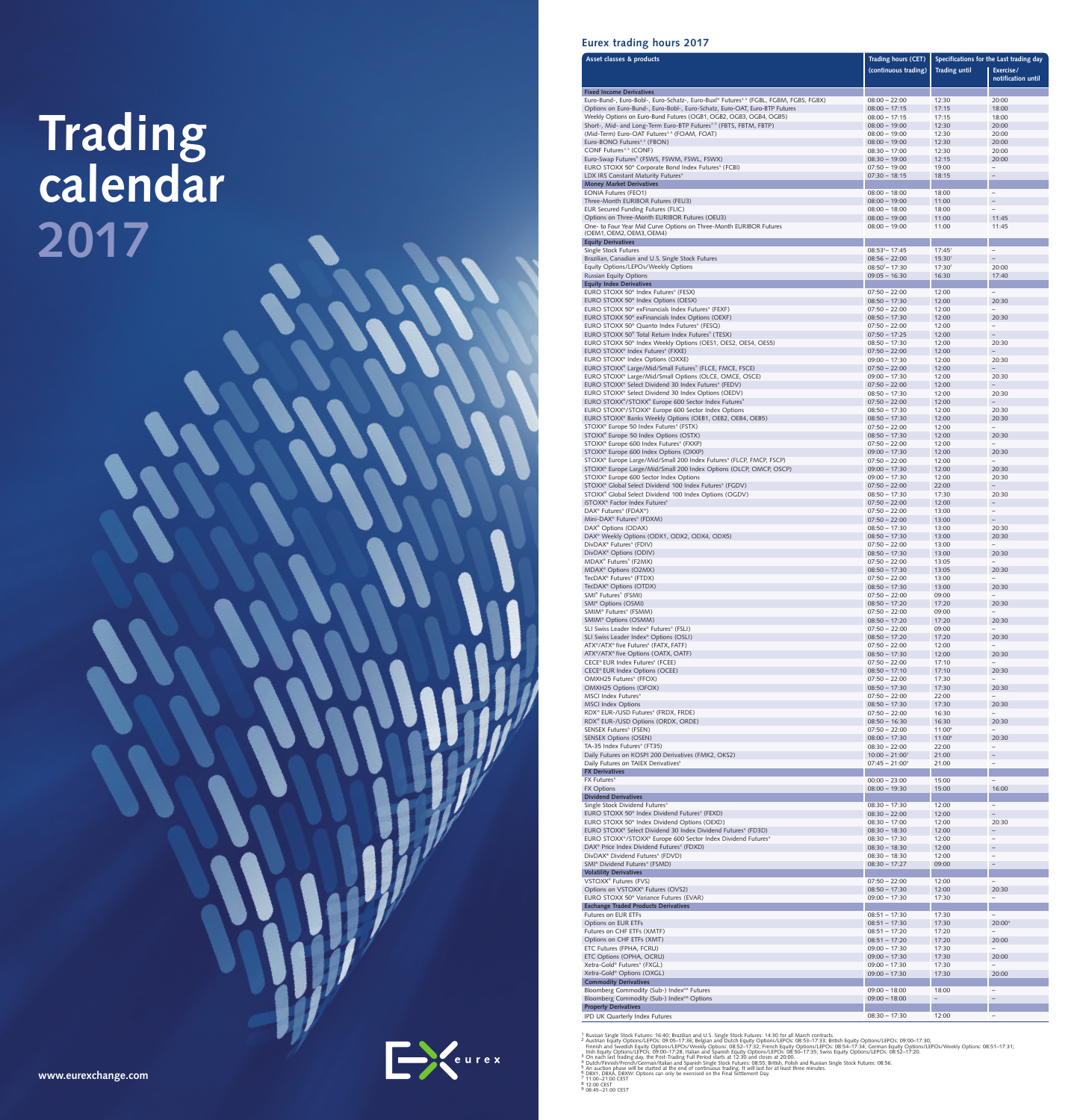# Trading calendar 2017

www.eurexchange.com

## Eurex trading hours 2017

| Asset classes & products | Trading hours (CET) (continuous trading) | Specifications for the Last trading day: Trading until | Exercise/ notification until |
|---|---|---|---|
| **Fixed Income Derivatives** | | | |
| Euro-Bund-, Euro-Bobl-, Euro-Schatz-, Euro-Buxl® Futures[3,4] (FGBL, FGBM, FGBS, FGBX) | 08:00 – 22:00 | 12:30 | 20:00 |
| Options on Euro-Bund-, Euro-Bobl-, Euro-Schatz, Euro-OAT, Euro-BTP Futures | 08:00 – 17:15 | 17:15 | 18:00 |
| Weekly Options on Euro-Bund Futures (OGB1, OGB2, OGB3, OGB4, OGB5) | 08:00 – 17:15 | 17:15 | 18:00 |
| Short-, Mid- and Long-Term Euro-BTP Futures[3,5] (FBTS, FBTM, FBTP) | 08:00 – 19:00 | 12:30 | 20:00 |
| (Mid-Term) Euro-OAT Futures[3,5] (FOAM, FOAT) | 08:00 – 19:00 | 12:30 | 20:00 |
| Euro-BONO Futures[3,5] (FBON) | 08:00 – 19:00 | 12:30 | 20:00 |
| CONF Futures[3,5] (CONF) | 08:30 – 17:00 | 12:30 | 20:00 |
| Euro-Swap Futures[5] (FSWS, FSWM, FSWL, FSWX) | 08:30 – 19:00 | 12:15 | 20:00 |
| EURO STOXX 50® Corporate Bond Index Futures[5] (FCBI) | 07:50 – 19:00 | 19:00 | – |
| LDX IRS Constant Maturity Futures[5] | 07:30 – 18:15 | 18:15 | – |
| **Money Market Derivatives** | | | |
| EONIA Futures (FEO1) | 08:00 – 18:00 | 18:00 | – |
| Three-Month EURIBOR Futures (FEU3) | 08:00 – 19:00 | 11:00 | – |
| EUR Secured Funding Futures (FLIC) | 08:00 – 18:00 | 18:00 | – |
| Options on Three-Month EURIBOR Futures (OEU3) | 08:00 – 19:00 | 11:00 | 11:45 |
| One- to Four Year Mid Curve Options on Three-Month EURIBOR Futures (OEM1, OEM2, OEM3, OEM4) | 08:00 – 19:00 | 11:00 | 11:45 |
| **Equity Derivatives** | | | |
| Single Stock Futures | 08:53[4] – 17:45 | 17:45[1] | – |
| Brazilian, Canadian and U.S. Single Stock Futures | 08:56 – 22:00 | 15:30[1] | – |
| Equity Options/LEPOs/Weekly Options | 08:50[2] – 17:30 | 17:30[2] | 20:00 |
| Russian Equity Options | 09:05 – 16:30 | 16:30 | 17:40 |
| **Equity Index Derivatives** | | | |
| EURO STOXX 50® Index Futures[5] (FESX) | 07:50 – 22:00 | 12:00 | – |
| EURO STOXX 50® Index Options (OESX) | 08:50 – 17:30 | 12:00 | 20:30 |
| EURO STOXX 50® exFinancials Index Futures[5] (FEXF) | 07:50 – 22:00 | 12:00 | – |
| EURO STOXX 50® exFinancials Index Options (OEXF) | 08:50 – 17:30 | 12:00 | 20:30 |
| EURO STOXX 50® Quanto Index Futures[5] (FESQ) | 07:50 – 22:00 | 12:00 | – |
| EURO STOXX 50® Total Return Index Futures[5] (TESX) | 07:50 – 17:25 | 12:00 | – |
| EURO STOXX 50® Index Weekly Options (OES1, OES2, OES4, OES5) | 08:50 – 17:30 | 12:00 | 20:30 |
| EURO STOXX® Index Futures[5] (FXXE) | 07:50 – 22:00 | 12:00 | – |
| EURO STOXX® Index Options (OXXE) | 09:00 – 17:30 | 12:00 | 20:30 |
| EURO STOXX® Large/Mid/Small Futures[5] (FLCE, FMCE, FSCE) | 07:50 – 22:00 | 12:00 | – |
| EURO STOXX® Large/Mid/Small Options (OLCE, OMCE, OSCE) | 09:00 – 17:30 | 12:00 | 20:30 |
| EURO STOXX® Select Dividend 30 Index Futures[5] (FEDV) | 07:50 – 22:00 | 12:00 | – |
| EURO STOXX® Select Dividend 30 Index Options (OEDV) | 08:50 – 17:30 | 12:00 | 20:30 |
| EURO STOXX®/STOXX® Europe 600 Sector Index Futures[5] | 07:50 – 22:00 | 12:00 | – |
| EURO STOXX®/STOXX® Europe 600 Sector Index Options | 08:50 – 17:30 | 12:00 | 20:30 |
| EURO STOXX® Banks Weekly Options (OEB1, OEB2, OEB4, OEB5) | 08:50 – 17:30 | 12:00 | 20:30 |
| STOXX® Europe 50 Index Futures[5] (FSTX) | 07:50 – 22:00 | 12:00 | – |
| STOXX® Europe 50 Index Options (OSTX) | 08:50 – 17:30 | 12:00 | 20:30 |
| STOXX® Europe 600 Index Futures[5] (FXXP) | 07:50 – 22:00 | 12:00 | – |
| STOXX® Europe 600 Index Options (OXXP) | 09:00 – 17:30 | 12:00 | 20:30 |
| STOXX® Europe Large/Mid/Small 200 Index Futures[5] (FLCP, FMCP, FSCP) | 07:50 – 22:00 | 12:00 | – |
| STOXX® Europe Large/Mid/Small 200 Index Options (OLCP, OMCP, OSCP) | 09:00 – 17:30 | 12:00 | 20:30 |
| STOXX® Europe 600 Sector Index Options | 09:00 – 17:30 | 12:00 | 20:30 |
| STOXX® Global Select Dividend 100 Index Futures[5] (FGDV) | 07:50 – 22:00 | 22:00 | – |
| STOXX® Global Select Dividend 100 Index Options (OGDV) | 08:50 – 17:30 | 17:30 | 20:30 |
| iSTOXX® Factor Index Futures[5] | 07:50 – 22:00 | 12:00 | – |
| DAX® Futures[5] (FDAX®) | 07:50 – 22:00 | 13:00 | – |
| Mini-DAX® Futures[5] (FDXM) | 07:50 – 22:00 | 13:00 | – |
| DAX® Options (ODAX) | 08:50 – 17:30 | 13:00 | 20:30 |
| DAX® Weekly Options (ODX1, ODX2, ODX4, ODX5) | 08:50 – 17:30 | 13:00 | 20:30 |
| DivDAX® Futures[5] (FDIV) | 07:50 – 22:00 | 13:00 | – |
| DivDAX® Options (ODIV) | 08:50 – 17:30 | 13:00 | 20:30 |
| MDAX® Futures[5] (F2MX) | 07:50 – 22:00 | 13:05 | – |
| MDAX® Options (O2MX) | 08:50 – 17:30 | 13:05 | 20:30 |
| TecDAX® Futures[5] (FTDX) | 07:50 – 22:00 | 13:00 | – |
| TecDAX® Options (OTDX) | 08:50 – 17:30 | 13:00 | 20:30 |
| SMI® Futures[5] (FSMI) | 07:50 – 22:00 | 09:00 | – |
| SMI® Options (OSMI) | 08:50 – 17:20 | 17:20 | 20:30 |
| SMIM® Futures[5] (FSMM) | 07:50 – 22:00 | 09:00 | – |
| SMIM® Options (OSMM) | 08:50 – 17:20 | 17:20 | 20:30 |
| SLI Swiss Leader Index® Futures[5] (FSLI) | 07:50 – 22:00 | 09:00 | – |
| SLI Swiss Leader Index® Options (OSLI) | 08:50 – 17:20 | 17:20 | 20:30 |
| ATX®/ATX® five Futures[5] (FATX, FATF) | 07:50 – 22:00 | 12:00 | – |
| ATX®/ATX® five Options (OATX, OATF) | 08:50 – 17:30 | 12:00 | 20:30 |
| CECE® EUR Index Futures[5] (FCEE) | 07:50 – 22:00 | 17:10 | – |
| CECE® EUR Index Options (OCEE) | 08:50 – 17:10 | 17:10 | 20:30 |
| OMXH25 Futures[5] (FFOX) | 07:50 – 22:00 | 17:30 | – |
| OMXH25 Options (OFOX) | 08:50 – 17:30 | 17:30 | 20:30 |
| MSCI Index Futures[5] | 07:50 – 22:00 | 22:00 | – |
| MSCI Index Options | 08:50 – 17:30 | 17:30 | 20:30 |
| RDX® EUR-/USD Futures[5] (FRDX, FRDE) | 07:50 – 22:00 | 16:30 | – |
| RDX® EUR-/USD Options (ORDX, ORDE) | 08:50 – 16:30 | 16:30 | 20:30 |
| SENSEX Futures[5] (FSEN) | 07:50 – 22:00 | 11:00[8] | – |
| SENSEX Options (OSEN) | 08:00 – 17:30 | 11:00[8] | 20:30 |
| TA-35 Index Futures[5] (FT35) | 08:30 – 22:00 | 22:00 | – |
| Daily Futures on KOSPI 200 Derivatives (FMK2, OKS2) | 10:00 – 21:00[7] | 21:00 | – |
| Daily Futures on TAIEX Derivatives[5] | 07:45 – 21:00[9] | 21:00 | – |
| **FX Derivatives** | | | |
| FX Futures[5] | 00:00 – 23:00 | 15:00 | – |
| FX Options | 08:00 – 19:30 | 15:00 | 16:00 |
| **Dividend Derivatives** | | | |
| Single Stock Dividend Futures[5] | 08:30 – 17:30 | 12:00 | – |
| EURO STOXX 50® Index Dividend Futures[5] (FEXD) | 08:30 – 22:00 | 12:00 | – |
| EURO STOXX 50® Index Dividend Options (OEXD) | 08:30 – 17:00 | 12:00 | 20:30 |
| EURO STOXX® Select Dividend 30 Index Dividend Futures[5] (FD3D) | 08:30 – 18:30 | 12:00 | – |
| EURO STOXX®/STOXX® Europe 600 Sector Index Dividend Futures[5] | 08:30 – 17:30 | 12:00 | – |
| DAX® Price Index Dividend Futures[5] (FDXD) | 08:30 – 18:30 | 12:00 | – |
| DivDAX® Dividend Futures[5] (FDVD) | 08:30 – 18:30 | 12:00 | – |
| SMI® Dividend Futures[5] (FSMD) | 08:30 – 17:27 | 09:00 | – |
| **Volatility Derivatives** | | | |
| VSTOXX® Futures (FVS) | 07:50 – 22:00 | 12:00 | – |
| Options on VSTOXX® Futures (OVS2) | 08:50 – 17:30 | 12:00 | 20:30 |
| EURO STOXX 50® Variance Futures (EVAR) | 09:00 – 17:30 | 17:30 | – |
| **Exchange Traded Products Derivatives** | | | |
| Futures on EUR ETFs | 08:51 – 17:30 | 17:30 | – |
| Options on EUR ETFs | 08:51 – 17:30 | 17:30 | 20:00[6] |
| Futures on CHF ETFs (XMTF) | 08:51 – 17:20 | 17:20 | – |
| Options on CHF ETFs (XMT) | 08:51 – 17:20 | 17:20 | 20:00 |
| ETC Futures (FPHA, FCRU) | 09:00 – 17:30 | 17:30 | – |
| ETC Options (OPHA, OCRU) | 09:00 – 17:30 | 17:30 | 20:00 |
| Xetra-Gold® Futures[5] (FXGL) | 09:00 – 17:30 | 17:30 | – |
| Xetra-Gold® Options (OXGL) | 09:00 – 17:30 | 17:30 | 20:00 |
| **Commodity Derivatives** | | | |
| Bloomberg Commodity (Sub-) Index℠ Futures | 09:00 – 18:00 | 18:00 | – |
| Bloomberg Commodity (Sub-) Index℠ Options | 09:00 – 18:00 | – | – |
| **Property Derivatives** | | | |
| IPD UK Quarterly Index Futures | 08:30 – 17:30 | 12:00 | – |

[1] Russian Single Stock Futures: 16:40; Brazilian and U.S. Single Stock Futures: 14:30 for all March contracts.
[2] Austrian Equity Options/LEPOs: 09:05–17:36; Belgian and Dutch Equity Options/LEPOs: 08:53–17:33; British Equity Options/LEPOs: 09:00–17:30; Finnish and Swedish Equity Options/LEPOs/Weekly Options: 08:52–17:32; French Equity Options/LEPOs: 08:54–17:34; German Equity Options/LEPOs/Weekly Options: 08:51–17:31; Irish Equity Options/LEPOs: 09:00–17:28; Italian and Spanish Equity Options/LEPOs: 08:50–17:35; Swiss Equity Options/LEPOs: 08:52–17:20.
[3] On each last trading day, the Post-Trading Full Period starts at 12:30 and closes at 20:00.
[4] Dutch/Finnish/French/German/Italian and Spanish Single Stock Futures: 08:55; British, Polish and Russian Single Stock Futures: 08:56.
[5] An auction phase will be started at the end of continuous trading. It will last for at least three minutes.
[6] DBX1, DBXA, DBXW: Options can only be exercised on the Final Settlement Day.
[7] 11:00–21:00 CEST
[8] 12:00 CEST
[9] 08:45–21:00 CEST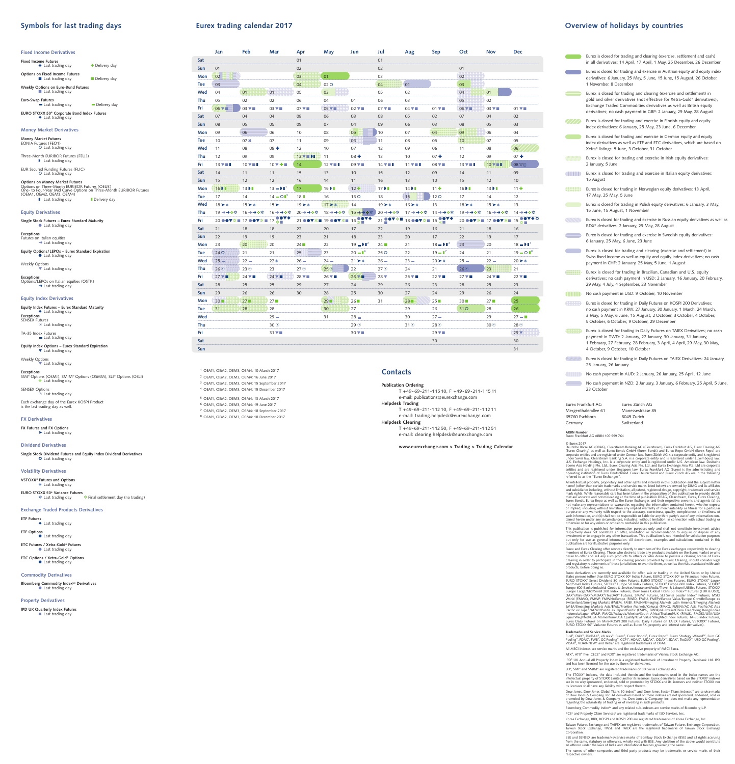## Symbols for last trading days

### Fixed Income Derivatives

**Fixed Income Futures**
✚ Last trading day ✚ Delivery day

**Options on Fixed Income Futures**
■ Last trading day ■ Delivery day

**Weekly Options on Euro-Bund Futures**
■ Last trading day

**Euro-Swap Futures**
▬ Last trading day ▬ Delivery day

**EURO STOXX 50® Corporate Bond Index Futures**
◆ Last trading day

### Money Market Derivatives

**Money Market Futures**
EONIA Futures (FEO1)
○ Last trading day

Three-Month EURIBOR Futures (FEU3)
◗ Last trading day

EUR Secured Funding Futures (FLIC)
○ Last trading day

**Options on Money Market Futures**
Options on Three-Month EURIBOR Futures (OEU3)
One- to Four-Year Mid Curve Options on Three-Month EURIBOR Futures (OEM1, OEM2, OEM3, OEM4)
▮ Last trading day ▮ Delivery day

### Equity Derivatives

**Single Stock Futures – Eurex Standard Maturity**
● Last trading day

**Exceptions**
Futures on Italian equities
➜ Last trading day

**Equity Options/LEPOs – Eurex Standard Expiration**
● Last trading day

Weekly Options
▼ Last trading day

**Exceptions**
Options/LEPOs on Italian equities (OSTK)
➜ Last trading day

### Equity Index Derivatives

**Equity Index Futures – Eurex Standard Maturity**
◆ Last trading day

**Exceptions**
SENSEX Futures
⊙ Last trading day

TA-35 Index Futures
▬ Last trading day

**Equity Index Options – Eurex Standard Expiration**
▼ Last trading day

Weekly Options
▼ Last trading day

**Exceptions**
SMI® Options (OSMI), SMIM® Options (OSMM), SLI® Options (OSLI)
✣ Last trading day

SENSEX Options
⊙ Last trading day

Each exchange day of the Eurex KOSPI Product is the last trading day as well.

### FX Derivatives

**FX Futures and FX Options**
➤ Last trading day

### Dividend Derivatives

**Single Stock Dividend Futures and Equity Index Dividend Derivatives**
■ Last trading day

### Volatility Derivatives

**VSTOXX® Futures and Options**
✱ Last trading day

**EURO STOXX 50® Variance Futures**
✲ Last trading day ✲ Final settlement day (no trading)

### Exchange Traded Products Derivatives

**ETF Futures**
◆ Last trading day

**ETF Options**
● Last trading day

**ETC Futures / Xetra-Gold® Futures**
● Last trading day

**ETC Options / Xetra-Gold® Options**
● Last trading day

### Commodity Derivatives

**Bloomberg Commodity Index℠ Derivatives**
● Last trading day

### Property Derivatives

**IPD UK Quarterly Index Futures**
✖ Last trading day

## Eurex trading calendar 2017

| | Jan | Feb | Mar | Apr | May | Jun | Jul | Aug | Sep | Oct | Nov | Dec |
|---|---|---|---|---|---|---|---|---|---|---|---|---|
| Sat | | | | 01 | | | 01 | | | | | |
| Sun | 01 | | | 02 | | | 02 | | | 01 | | |
| Mon | 02 | | | 03 | 01 | | 03 | | | 02 | | |
| Tue | 03 | | | 04 | 02 ○ | | 04 | 01 | | 03 | | |
| Wed | 04 | 01 | 01 | 05 | 03 | | 05 | 02 | | 04 | 01 | |
| Thu | 05 | 02 | 02 | 06 | 04 | 01 | 06 | 03 | | 05 | 02 | |
| Fri | 06 ▼■ | 03 ▼■ | 03 ▼■ | 07 ▼■ | 05 ▼■ | 02 ▼■ | 07 ▼■ | 04 ▼■ | 01 ▼■ | 06 ▼■ | 03 ▼■ | 01 ▼■ |
| Sat | 07 | 04 | 04 | 08 | 06 | 03 | 08 | 05 | 02 | 07 | 04 | 02 |
| Sun | 08 | 05 | 05 | 09 | 07 | 04 | 09 | 06 | 03 | 08 | 05 | 03 |
| Mon | 09 | 06 | 06 | 10 | 08 | 05 | 10 | 07 | 04 | 09 | 06 | 04 |
| Tue | 10 | 07 ✖ | 07 | 11 | 09 | 06 | 11 | 08 | 05 | 10 | 07 | 05 |
| Wed | 11 | 08 | 08 ✚ | 12 | 10 | 07 | 12 | 09 | 06 | 11 | 08 | 06 |
| Thu | 12 | 09 | 09 | 13 ▼■▮▮ | 11 | 08 ✚ | 13 | 10 | 07 ✚ | 12 | 09 | 07 ✚ |
| Fri | 13 ▼■▮ | 10 ▼■▮ | 10 ▼✚■ | 14 | 12 ▼■▮ | 09 ▼■ | 14 ▼■▮ | 11 ▼■▮ | 08 ▼■ | 13 ▼■▮ | 10 ▼■▮ | 08 ▼■ |
| Sat | 14 | 11 | 11 | 15 | 13 | 10 | 15 | 12 | 09 | 14 | 11 | 09 |
| Sun | 15 | 12 | 12 | 16 | 14 | 11 | 16 | 13 | 10 | 15 | 12 | 10 |
| Mon | 16 ◗▮ | 13 ◗▮ | 13 ▬◗▮[1] | 17 | 15 ◗▮ | 12 ✚ | 17 ◗▮ | 14 ◗▮ | 11 ✚ | 16 ◗▮ | 13 ◗▮ | 11 ✚ |
| Tue | 17 | 14 | 14 ▬○▮[5] | 18 ▮ | 16 | 13 ○ | 18 | 15 | 12 ○ | 17 | 14 | 12 |
| Wed | 18 ➤✱ | 15 ➤✱ | 15 ➤ | 19 ➤✱ | 17 ➤✱ | 14 | 19 ➤✱ | 16 ➤✱ | 13 | 18 ➤✱ | 15 ➤✱ | 13 |
| Thu | 19 ➜➜✣✲ | 16 ➜➜✣✲ | 16 ➜➜✣✲ | 20 ➜➜✣✲ | 18 ➜➜✣✲ | 15 ➜➜✣✲ | 20 ➜➜✣✲ | 17 ➜➜✣✲ | 14 ➜➜✣✲ | 19 ➜➜✣✲ | 16 ➜➜✣✲ | 14 ➜➜✣✲ |
| Fri | 20 ●●▼✲■ | 17 ●●▼✲■ | 17 ●●▼◆✲■ | 21 ●●▼✲■ | 19 ●●▼✲■ | 16 ●●▼◆✲■ | 21 ●●▼✲■ | 18 ●●▼✲■ | 15 ●●▼◆✲■ | 20 ●●▼✲■ | 17 ●●▼✲■ | 15 ●●▼◆✲○ |
| Sat | 21 | 18 | 18 | 22 | 20 | 17 | 22 | 19 | 16 | 21 | 18 | 16 |
| Sun | 22 | 19 | 19 | 23 | 21 | 18 | 23 | 20 | 17 | 22 | 19 | 17 |
| Mon | 23 | 20 | 20 | 24 ■ | 22 | 19 ▬◗▮[2] | 24 ■ | 21 | 18 ▬◗▮[3] | 23 | 20 | 18 ▬◗▮[4] |
| Tue | 24 ○ | 21 | 21 | 25 | 23 | 20 ▬▮[6] | 25 ○ | 22 | 19 ▬▮[7] | 24 | 21 | 19 ▬○▮[8] |
| Wed | 25 ▬ | 22 ▬ | 22 ✱ | 26 ▬ | 24 ▬ | 21 ➤✱ | 26 ▬ | 23 ▬ | 20 ➤✱ | 25 ▬ | 22 ▬ | 20 ➤✱ |
| Thu | 26 ⊙ | 23 ⊙ | 23 | 27 ⊙ | 25 ⊙ | 22 | 27 ⊙ | 24 | 21 | 26 ⊙ | 23 | 21 |
| Fri | 27 ▼■ | 24 ▼■ | 24 ▼■ | 28 ▼■ | 26 ▼■ | 23 ▼■ | 28 ▼ | 25 ▼■ | 22 ▼■ | 27 ▼■ | 24 ▼■ | 22 ▼■ |
| Sat | 28 | 25 | 25 | 29 | 27 | 24 | 29 | 26 | 23 | 28 | 25 | 23 |
| Sun | 29 | 26 | 26 | 30 | 28 | 25 | 30 | 27 | 24 | 29 | 26 | 24 |
| Mon | 30 ■ | 27 ■ | 27 ■ | | 29 ■ | 26 ■ | 31 | 28 ■ | 25 ■ | 30 ■ | 27 ■ | 25 |
| Tue | 31 | 28 | 28 | | 30 | 27 | | 29 | 26 | 31 ○ | 28 | 26 |
| Wed | | | 29 ▬ | | 31 | 28 ▬ | | 30 | 27 ▬ | | 29 | 27 ▬■ |
| Thu | | | 30 ⊙ | | | 29 ⊙ | | 31 ⊙ | 28 ⊙ | | 30 ⊙ | 28 ⊙ |
| Fri | | | 31 ▼■ | | | 30 ▼■ | | | 29 ▼■ | | | 29 ▼ |
| Sat | | | | | | | | | 30 | | | 30 |
| Sun | | | | | | | | | | | | 31 |

[1] OEM1, OEM2, OEM3, OEM4: 10 March 2017
[2] OEM1, OEM2, OEM3, OEM4: 16 June 2017
[3] OEM1, OEM2, OEM3, OEM4: 15 September 2017
[4] OEM1, OEM2, OEM3, OEM4: 15 December 2017

[5] OEM1, OEM2, OEM3, OEM4: 13 March 2017
[6] OEM1, OEM2, OEM3, OEM4: 19 June 2017
[7] OEM1, OEM2, OEM3, OEM4: 18 September 2017
[8] OEM1, OEM2, OEM3, OEM4: 18 December 2017

## Contacts

**Publication Ordering**
T +49-69-211-1 15 10, F +49-69-211-1 15 11
e-mail: publications@eurexchange.com

**Helpdesk Trading**
T +49-69-211-1 12 10, F +49-69-211-1 12 11
e-mail: trading.helpdesk@eurexchange.com

**Helpdesk Clearing**
T +49-69-211-1 12 50, F +49-69-211-1 12 51
e-mail: clearing.helpdesk@eurexchange.com

**www.eurexchange.com > Trading > Trading Calendar**

## Overview of holidays by countries

- Eurex is closed for trading and clearing (exercise, settlement and cash) in all derivatives: 14 April, 17 April, 1 May, 25 December, 26 December
- Eurex is closed for trading and exercise in Austrian equity and equity index derivatives: 6 January, 25 May, 5 June, 15 June, 15 August, 26 October, 1 November, 8 December
- Eurex is closed for trading and clearing (exercise and settlement) in gold and silver derivatives (not effective for Xetra-Gold® derivatives), Exchange Traded Commodities derivatives as well as British equity derivatives; no cash payment in GBP: 2 January, 29 May, 28 August
- Eurex is closed for trading and exercise in Finnish equity and equity index derivatives: 6 January, 25 May, 23 June, 6 December
- Eurex is closed for trading and exercise in German equity and equity index derivatives as well as ETF and ETC derivatives, which are based on Xetra® listings: 5 June, 3 October, 31 October
- Eurex is closed for trading and exercise in Irish equity derivatives: 2 January, 5 June
- Eurex is closed for trading and exercise in Italian equity derivatives: 15 August
- Eurex is closed for trading in Norwegian equity derivatives: 13 April, 17 May, 25 May, 5 June
- Eurex is closed for trading in Polish equity derivatives: 6 January, 3 May, 15 June, 15 August, 1 November
- Eurex is closed for trading and exercise in Russian equity derivatives as well as RDX® derivatives: 2 January, 29 May, 28 August
- Eurex is closed for trading and exercise in Swedish equity derivatives: 6 January, 25 May, 6 June, 23 June
- Eurex is closed for trading and clearing (exercise and settlement) in Swiss fixed income as well as equity and equity index derivatives; no cash payment in CHF: 2 January, 25 May, 5 June, 1 August
- Eurex is closed for trading in Brazilian, Canadian and U.S. equity derivatives; no cash payment in USD: 2 January, 16 January, 20 February, 29 May, 4 July, 4 September, 23 November
- No cash payment in USD: 9 October, 10 November
- Eurex is closed for trading in Daily Futures on KOSPI 200 Derivatives; no cash payment in KRW: 27 January, 30 January, 1 March, 24 March, 3 May, 5 May, 6 June, 15 August, 2 October, 3 October, 4 October, 5 October, 6 October, 9 October, 29 December
- Eurex is closed for trading in Daily Futures on TAIEX Derivatives; no cash payment in TWD: 2 January, 27 January, 30 January, 31 January, 1 February, 27 February, 28 February, 3 April, 4 April, 29 May, 30 May, 4 October, 9 October, 10 October
- Eurex is closed for trading in Daily Futures on TAIEX Derivatives: 24 January, 25 January, 26 January
- No cash payment in AUD: 2 January, 26 January, 25 April, 12 June
- No cash payment in NZD: 2 January, 3 January, 6 February, 25 April, 5 June, 23 October

Eurex Frankfurt AG
Mergenthalerallee 61
65760 Eschborn
Germany

Eurex Zürich AG
Manessestrasse 85
8045 Zurich
Switzerland

**ARBN Number**
Eurex Frankfurt AG ARBN 100 999 764

© Eurex 2017
Deutsche Börse AG (DBAG), Clearstream Banking AG (Clearstream), Eurex Frankfurt AG, Eurex Clearing AG (Eurex Clearing) as well as Eurex Bonds GmbH (Eurex Bonds) and Eurex Repo GmbH (Eurex Repo) are corporate entities and are registered under German law. Eurex Zürich AG is a corporate entity and is registered under Swiss law. Clearstream Banking S.A. is a corporate entity and is registered under Luxembourg law. U.S. Exchange Holdings, Inc. is a corporate entity and is registered under U.S. American law. Deutsche Boerse Asia Holding Pte. Ltd., Eurex Clearing Asia Pte. Ltd. and Eurex Exchange Asia Pte. Ltd are corporate entities and are registered under Singapore law. Eurex Frankfurt AG (Eurex) is the administrating and operating institution of Eurex Deutschland. Eurex Deutschland and Eurex Zürich AG are in the following referred to as the "Eurex Exchanges".

All intellectual property, proprietary and other rights and interests in this publication and the subject matter hereof (other than certain trademarks and service marks listed below) are owned by DBAG and its affiliates and subsidiaries including, without limitation, all patent, registered design, copyright, trademark and service mark rights. While reasonable care has been taken in the preparation of this publication to provide details that are accurate and not misleading at the time of publication DBAG, Clearstream, Eurex, Eurex Clearing, Eurex Bonds, Eurex Repo as well as the Eurex Exchanges and their respective servants and agents (a) do not make any representations or warranties regarding the information contained herein, whether express or implied, including without limitation any implied warranty of merchantability or fitness for a particular purpose or any warranty with respect to the accuracy, correctness, quality, completeness or timeliness of such information, and (b) shall not be responsible or liable for any third party's use of any information contained herein under any circumstances, including, without limitation, in connection with actual trading or otherwise or for any errors or omissions contained in this publication.

This publication is published for information purposes only and shall not constitute investment advice respectively does not constitute an offer, solicitation or recommendation to acquire or dispose of any investment or to engage in any other transaction. This publication is not intended for solicitation purposes but only for use as general information. All descriptions, examples and calculations contained in this publication are for illustrative purposes only.

Eurex and Eurex Clearing offer services directly to members of the Eurex exchanges respectively to clearing members of Eurex Clearing. Those who desire to trade any products available on the Eurex market or who desire to offer and sell any such products to others or who desire to possess a clearing license of Eurex Clearing in order to participate in the clearing process provided by Eurex Clearing, should consider legal and regulatory requirements of those jurisdictions relevant to them, as well as the risks associated with such products, before doing so.

Eurex derivatives are currently not available for offer, sale or trading in the United States or by United States persons (other than EURO STOXX 50® Index Futures, EURO STOXX 50® ex Financials Index Futures, EURO STOXX® Select Dividend 30 Index Futures, EURO STOXX® Index Futures, EURO STOXX® Large/Mid/Small Index Futures, STOXX® Europe 50 Index Futures, STOXX® Europe 600 Index Futures, STOXX® Europe 600 Banks/Industrial Goods & Services/Insurance/Media/Travel & Leisure/Utilities Futures, STOXX® Europe Large/Mid/Small 200 Index Futures, Dow Jones Global Titans 50 Index℠ Futures (EUR & USD), DAX®/Mini-DAX®/MDAX®/TecDAX® Futures, SMIM® Futures, SLI Swiss Leader Index® Futures, MSCI World (FMWO, FMWP, FMWN)/Europe (FMEU, FMEP)/Europe Value/Europe Growth/Europe ex Switzerland/Emerging Markets (FMEM, FMEF, FMEN)/Emerging Markets Latin America/Emerging Markets EMEA/Emerging Markets Asia/EMU/Frontier Markets/Kokusai (FMKG, FMKN)/AC Asia Pacific/AC Asia Pacific ex Japan/ACWI/Pacific ex Japan (FMPC, FMPA)/Australia/China Free/Hong Kong/India/Indonesia/Japan (FMJP, FMJG)/Malaysia/Mexico/South Africa/Thailand/UK (FMUK, FMDK)/USA/USA Equal Weighted/USA Momentum/USA Quality/USA Value Weighted Index Futures, TA-35 Index Futures, Eurex Daily Futures on Mini-KOSPI 200 Futures, Daily Futures on TAIEX Futures, VSTOXX® Futures, EURO STOXX 50® Variance Futures as well as Eurex FX, property and interest rate derivatives).

**Trademarks and Service Marks**
Buxl®, DAX®, DivDAX®, eb.rexx®, Eurex®, Eurex Bonds®, Eurex Repo®, Eurex Strategy Wizard℠, Euro GC Pooling®, FDAX®, FWB®, GC Pooling®, GCPI®, MDAX®, ODAX®, SDAX®, TecDAX®, USD GC Pooling®, VDAX®, VDAX-NEW® and Xetra® are registered trademarks of DBAG.

All MSCI indexes are service marks and the exclusive property of MSCI Barra.

ATX®, ATX® five, CECE® and RDX® are registered trademarks of Vienna Stock Exchange AG.

IPD® UK Annual All Property Index is a registered trademark of Investment Property Databank Ltd. IPD and has been licensed for the use by Eurex for derivatives.

SLI®, SMI® and SMIM® are registered trademarks of SIX Swiss Exchange AG.

The STOXX® indexes, the data included therein and the trademarks used in the index names are the intellectual property of STOXX Limited and/or its licensors. Eurex derivatives based on the STOXX® indexes are in no way sponsored, endorsed, sold or promoted by STOXX and its licensors and neither STOXX nor its licensors shall have any liability with respect thereto.

Dow Jones, Dow Jones Global Titans 50 Index℠ and Dow Jones Sector Titans Indexes℠ are service marks of Dow Jones & Company, Inc. All derivatives based on these indexes are not sponsored, endorsed, sold or promoted by Dow Jones & Company, Inc. Dow Jones & Company, Inc. does not make any representation regarding the advisability of trading or of investing in such products.

Bloomberg Commodity Index℠ and any related sub-indexes are service marks of Bloomberg L.P.

PCS® and Property Claim Services® are registered trademarks of ISO Services, Inc.

Korea Exchange, KRX, KOSPI and KOSPI 200 are registered trademarks of Korea Exchange, Inc.

Taiwan Futures Exchange and TAIFEX are registered trademarks of Taiwan Futures Exchange Corporation. Taiwan Stock Exchange, TWSE and TAIEX are the registered trademarks of Taiwan Stock Exchange Corporation.

BSE and SENSEX are trademarks/service marks of Bombay Stock Exchange (BSE) and all rights accruing from the same, statutory or otherwise, wholly vest with BSE. Any violation of the above would constitute an offence under the laws of India and international treaties governing the same.

The names of other companies and third party products may be trademarks or service marks of their respective owners.